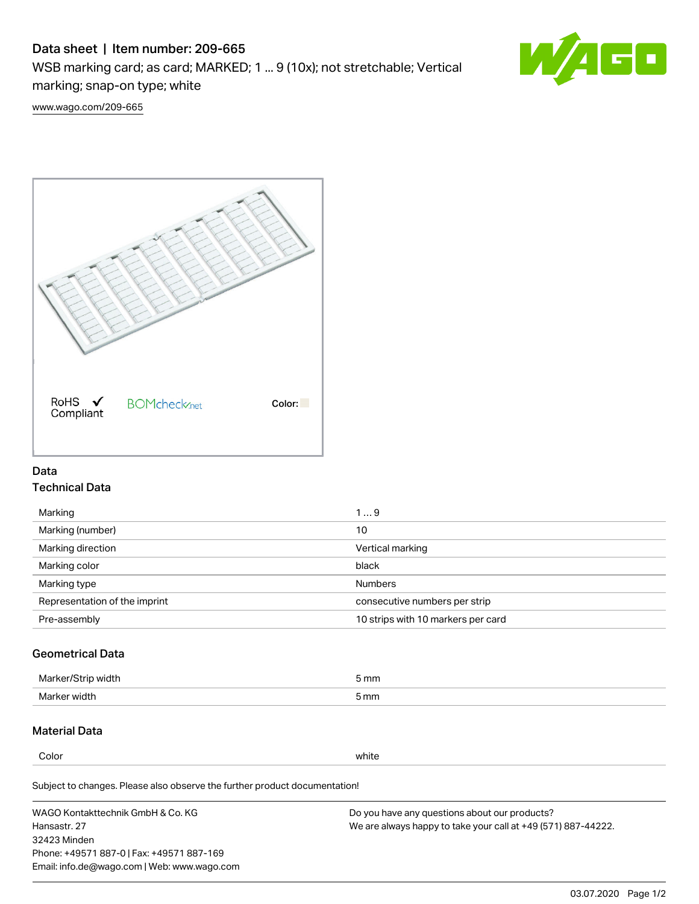# Data sheet | Item number: 209-665

WSB marking card; as card; MARKED; 1 ... 9 (10x); not stretchable; Vertical marking; snap-on type; white

www.wago.com/209-665

RoHS Compliant ✓   BOMcheck.net   Color:

## Data

### Technical Data

| | |
|---|---|
| Marking | 1 ... 9 |
| Marking (number) | 10 |
| Marking direction | Vertical marking |
| Marking color | black |
| Marking type | Numbers |
| Representation of the imprint | consecutive numbers per strip |
| Pre-assembly | 10 strips with 10 markers per card |

### Geometrical Data

| | |
|---|---|
| Marker/Strip width | 5 mm |
| Marker width | 5 mm |

### Material Data

| | |
|---|---|
| Color | white |

Subject to changes. Please also observe the further product documentation!

WAGO Kontakttechnik GmbH & Co. KG
Hansastr. 27
32423 Minden
Phone: +49571 887-0 | Fax: +49571 887-169
Email: info.de@wago.com | Web: www.wago.com

Do you have any questions about our products?
We are always happy to take your call at +49 (571) 887-44222.

03.07.2020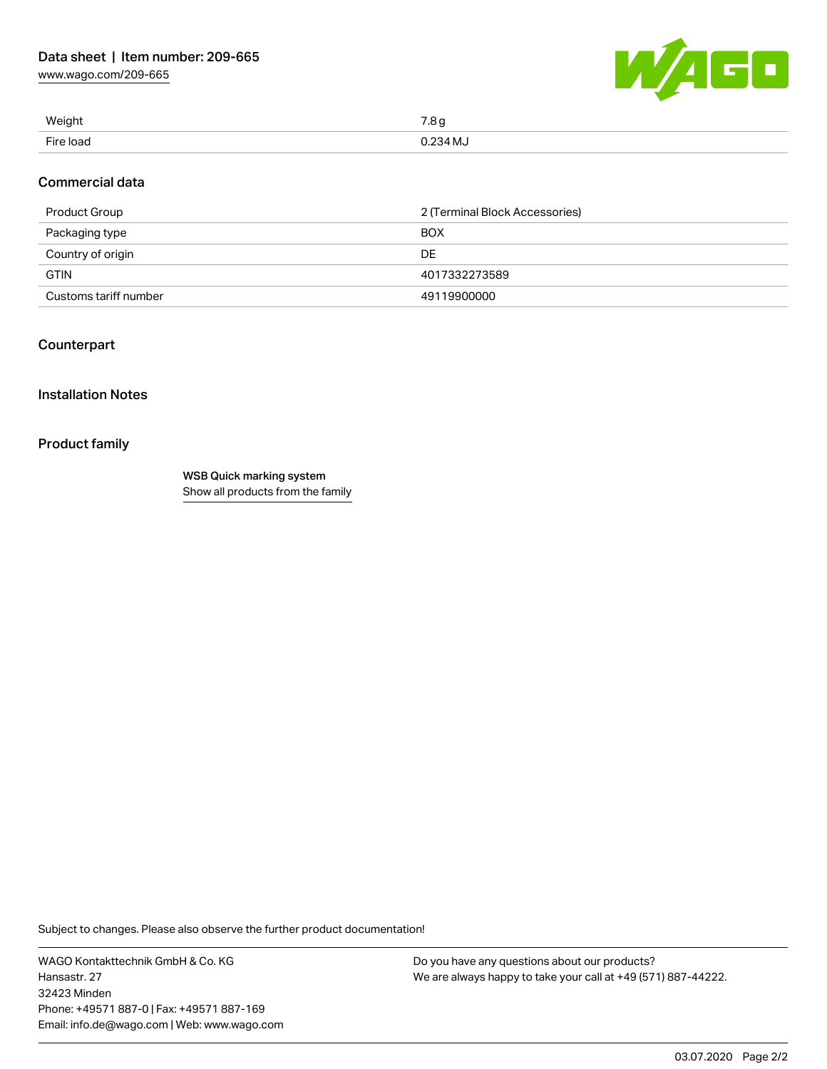| | |
|---|---|
| Weight | 7.8 g |
| Fire load | 0.234 MJ |

## Commercial data

| | |
|---|---|
| Product Group | 2 (Terminal Block Accessories) |
| Packaging type | BOX |
| Country of origin | DE |
| GTIN | 4017332273589 |
| Customs tariff number | 49119900000 |

## Counterpart

## Installation Notes

## Product family

**WSB Quick marking system**
Show all products from the family

Subject to changes. Please also observe the further product documentation!

WAGO Kontakttechnik GmbH & Co. KG
Hansastr. 27
32423 Minden
Phone: +49571 887-0 | Fax: +49571 887-169
Email: info.de@wago.com | Web: www.wago.com

Do you have any questions about our products?
We are always happy to take your call at +49 (571) 887-44222.